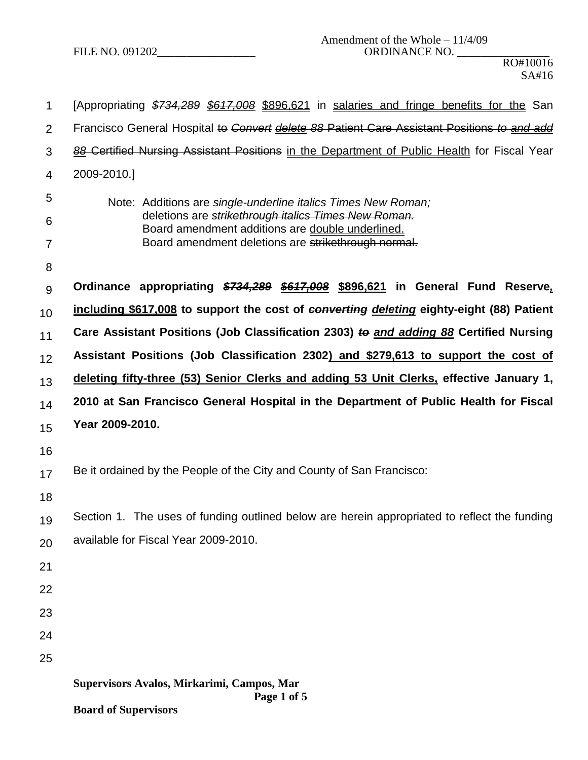FILE NO. 091202

Amendment of the Whole – 11/4/09
ORDINANCE NO.

RO#10016
SA#16

[Appropriating ~~*$734,289*~~ ~~*$617,008*~~ $896,621 in salaries and fringe benefits for the San Francisco General Hospital ~~to~~ ~~*Convert*~~ ~~*delete*~~ ~~88 Patient Care Assistant Positions~~ ~~*to*~~ ~~*and add*~~ ~~*88* Certified Nursing Assistant Positions~~ in the Department of Public Health for Fiscal Year 2009-2010.]

Note: Additions are *single-underline italics Times New Roman;* deletions are ~~*strikethrough italics Times New Roman.*~~ Board amendment additions are double underlined. Board amendment deletions are ~~strikethrough normal.~~

**Ordinance appropriating ~~*$734,289*~~ ~~*$617,008*~~ $896,621 in General Fund Reserve, including $617,008 to support the cost of ~~*converting*~~ *deleting* eighty-eight (88) Patient Care Assistant Positions (Job Classification 2303) ~~*to*~~ *and adding 88* Certified Nursing Assistant Positions (Job Classification 2302) and $279,613 to support the cost of deleting fifty-three (53) Senior Clerks and adding 53 Unit Clerks, effective January 1, 2010 at San Francisco General Hospital in the Department of Public Health for Fiscal Year 2009-2010.**

Be it ordained by the People of the City and County of San Francisco:

Section 1. The uses of funding outlined below are herein appropriated to reflect the funding available for Fiscal Year 2009-2010.

**Supervisors Avalos, Mirkarimi, Campos, Mar**

**Board of Supervisors**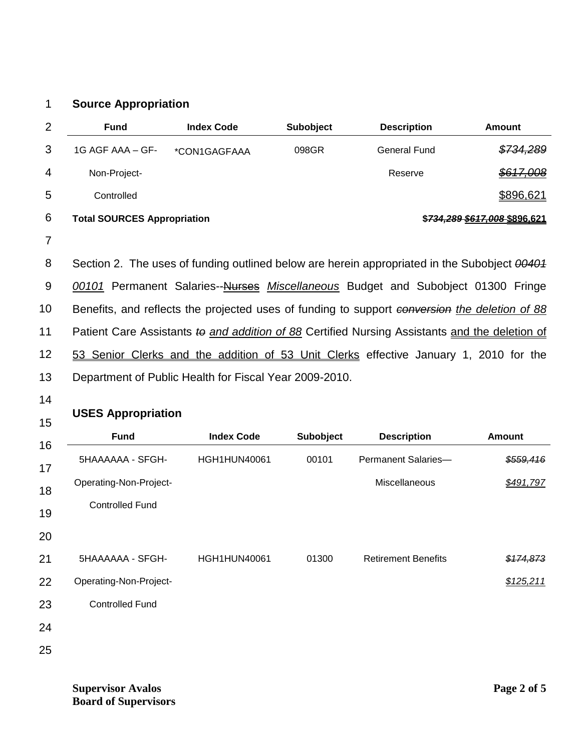**Source Appropriation**

| Fund | Index Code | Subobject | Description | Amount |
|---|---|---|---|---|
| 1G AGF AAA – GF-Non-Project-Controlled | *CON1GAGFAAA | 098GR | General Fund Reserve | ~~*$734,289*~~ ~~*$617,008*~~ $896,621 |
| **Total SOURCES Appropriation** | | | | **$~~*734,289*~~ ~~*$617,008*~~ $896,621** |

Section 2. The uses of funding outlined below are herein appropriated in the Subobject ~~*00401*~~ *00101* Permanent Salaries--~~Nurses~~ *Miscellaneous* Budget and Subobject 01300 Fringe Benefits, and reflects the projected uses of funding to support ~~*conversion*~~ *the deletion of 88* Patient Care Assistants ~~*to*~~ *and addition of 88* Certified Nursing Assistants and the deletion of 53 Senior Clerks and the addition of 53 Unit Clerks effective January 1, 2010 for the Department of Public Health for Fiscal Year 2009-2010.

**USES Appropriation**

| Fund | Index Code | Subobject | Description | Amount |
|---|---|---|---|---|
| 5HAAAAAA - SFGH-Operating-Non-Project-Controlled Fund | HGH1HUN40061 | 00101 | Permanent Salaries—Miscellaneous | ~~*$559,416*~~ *$491,797* |
| 5HAAAAAA - SFGH-Operating-Non-Project-Controlled Fund | HGH1HUN40061 | 01300 | Retirement Benefits | ~~*$174,873*~~ *$125,211* |

**Supervisor Avalos**
**Board of Supervisors**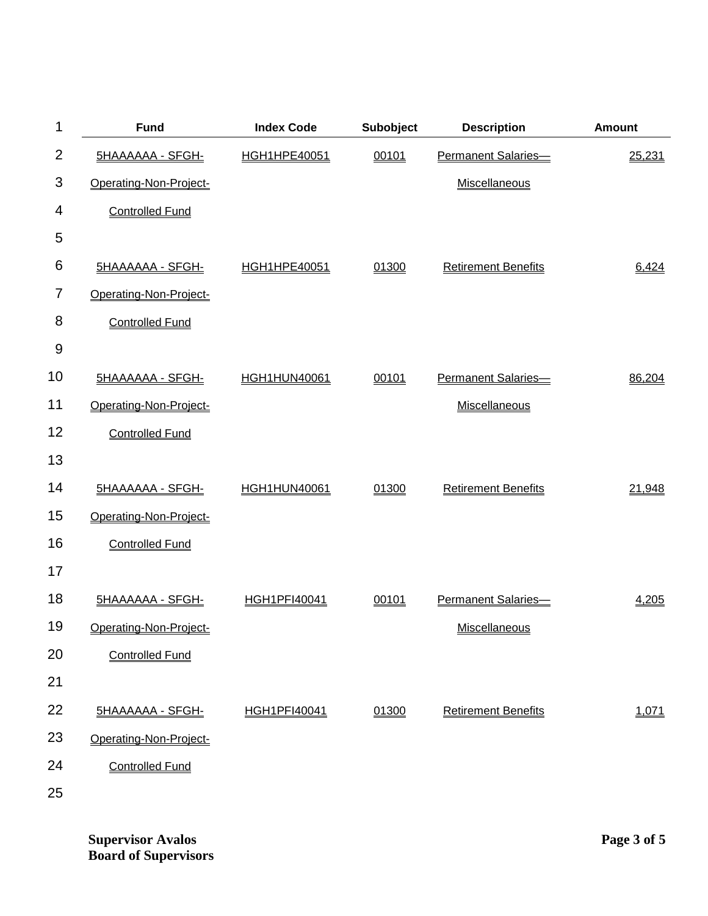| Fund | Index Code | Subobject | Description | Amount |
|---|---|---|---|---|
| 5HAAAAAA - SFGH-Operating-Non-Project-Controlled Fund | HGH1HPE40051 | 00101 | Permanent Salaries—Miscellaneous | 25,231 |
| 5HAAAAAA - SFGH-Operating-Non-Project-Controlled Fund | HGH1HPE40051 | 01300 | Retirement Benefits | 6,424 |
| 5HAAAAAA - SFGH-Operating-Non-Project-Controlled Fund | HGH1HUN40061 | 00101 | Permanent Salaries—Miscellaneous | 86,204 |
| 5HAAAAAA - SFGH-Operating-Non-Project-Controlled Fund | HGH1HUN40061 | 01300 | Retirement Benefits | 21,948 |
| 5HAAAAAA - SFGH-Operating-Non-Project-Controlled Fund | HGH1PFI40041 | 00101 | Permanent Salaries—Miscellaneous | 4,205 |
| 5HAAAAAA - SFGH-Operating-Non-Project-Controlled Fund | HGH1PFI40041 | 01300 | Retirement Benefits | 1,071 |

Supervisor Avalos
Board of Supervisors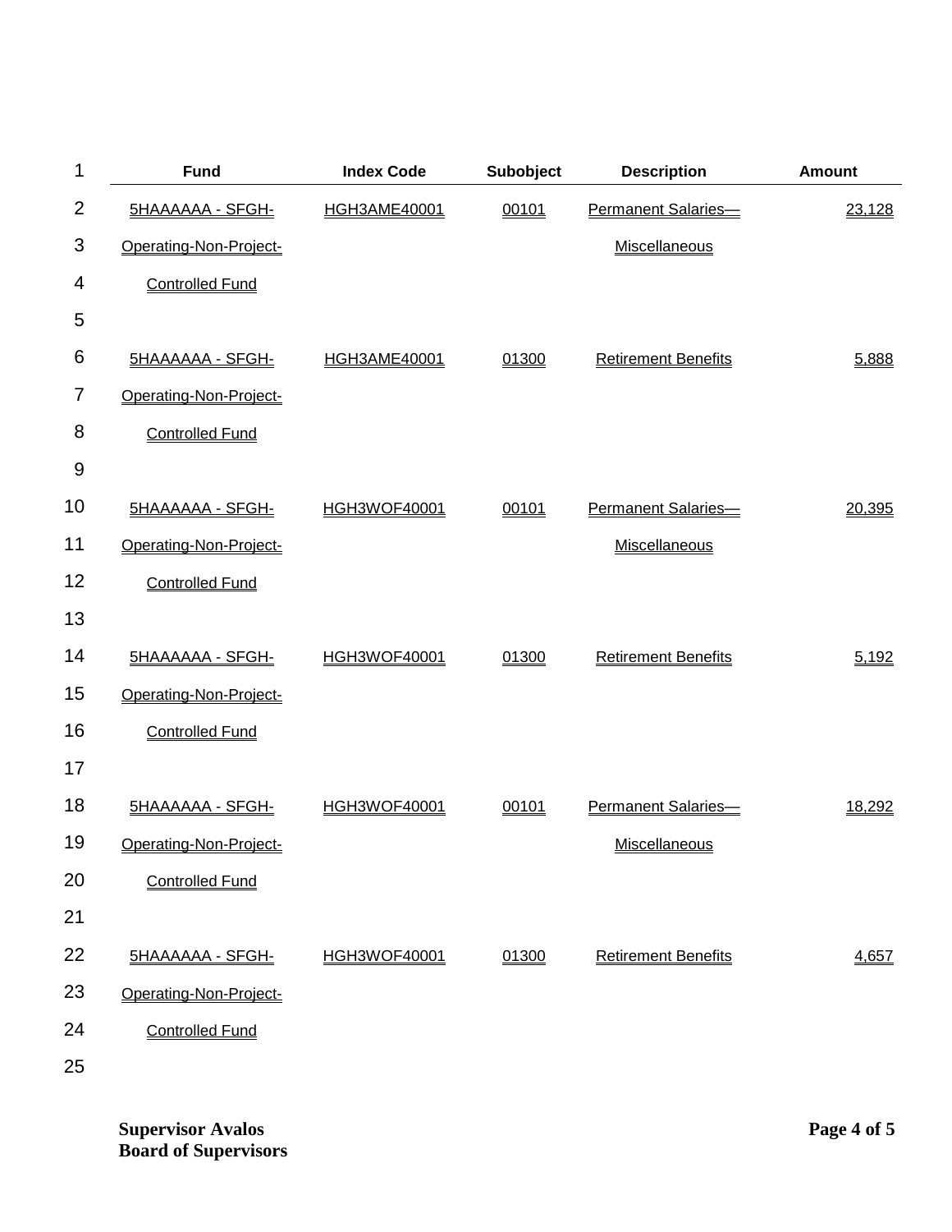| Fund | Index Code | Subobject | Description | Amount |
|---|---|---|---|---|
| 5HAAAAAA - SFGH-Operating-Non-Project-Controlled Fund | HGH3AME40001 | 00101 | Permanent Salaries—Miscellaneous | 23,128 |
| 5HAAAAAA - SFGH-Operating-Non-Project-Controlled Fund | HGH3AME40001 | 01300 | Retirement Benefits | 5,888 |
| 5HAAAAAA - SFGH-Operating-Non-Project-Controlled Fund | HGH3WOF40001 | 00101 | Permanent Salaries—Miscellaneous | 20,395 |
| 5HAAAAAA - SFGH-Operating-Non-Project-Controlled Fund | HGH3WOF40001 | 01300 | Retirement Benefits | 5,192 |
| 5HAAAAAA - SFGH-Operating-Non-Project-Controlled Fund | HGH3WOF40001 | 00101 | Permanent Salaries—Miscellaneous | 18,292 |
| 5HAAAAAA - SFGH-Operating-Non-Project-Controlled Fund | HGH3WOF40001 | 01300 | Retirement Benefits | 4,657 |

**Supervisor Avalos**
**Board of Supervisors**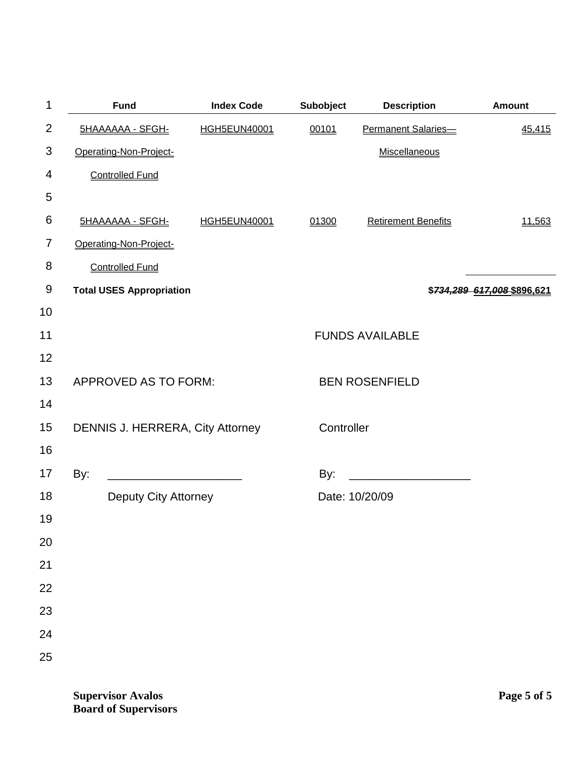| Fund | Index Code | Subobject | Description | Amount |
|---|---|---|---|---|
| 5HAAAAAA - SFGH-Operating-Non-Project-Controlled Fund | HGH5EUN40001 | 00101 | Permanent Salaries—Miscellaneous | 45,415 |
| 5HAAAAAA - SFGH-Operating-Non-Project-Controlled Fund | HGH5EUN40001 | 01300 | Retirement Benefits | 11,563 |
| **Total USES Appropriation** | | | | **$~~*734,289*~~ ~~*617,008*~~ $896,621** |

FUNDS AVAILABLE

APPROVED AS TO FORM:

DENNIS J. HERRERA, City Attorney

By: ____________________

Deputy City Attorney

BEN ROSENFIELD

Controller

By: __________________

Date: 10/20/09

**Supervisor Avalos**
**Board of Supervisors**